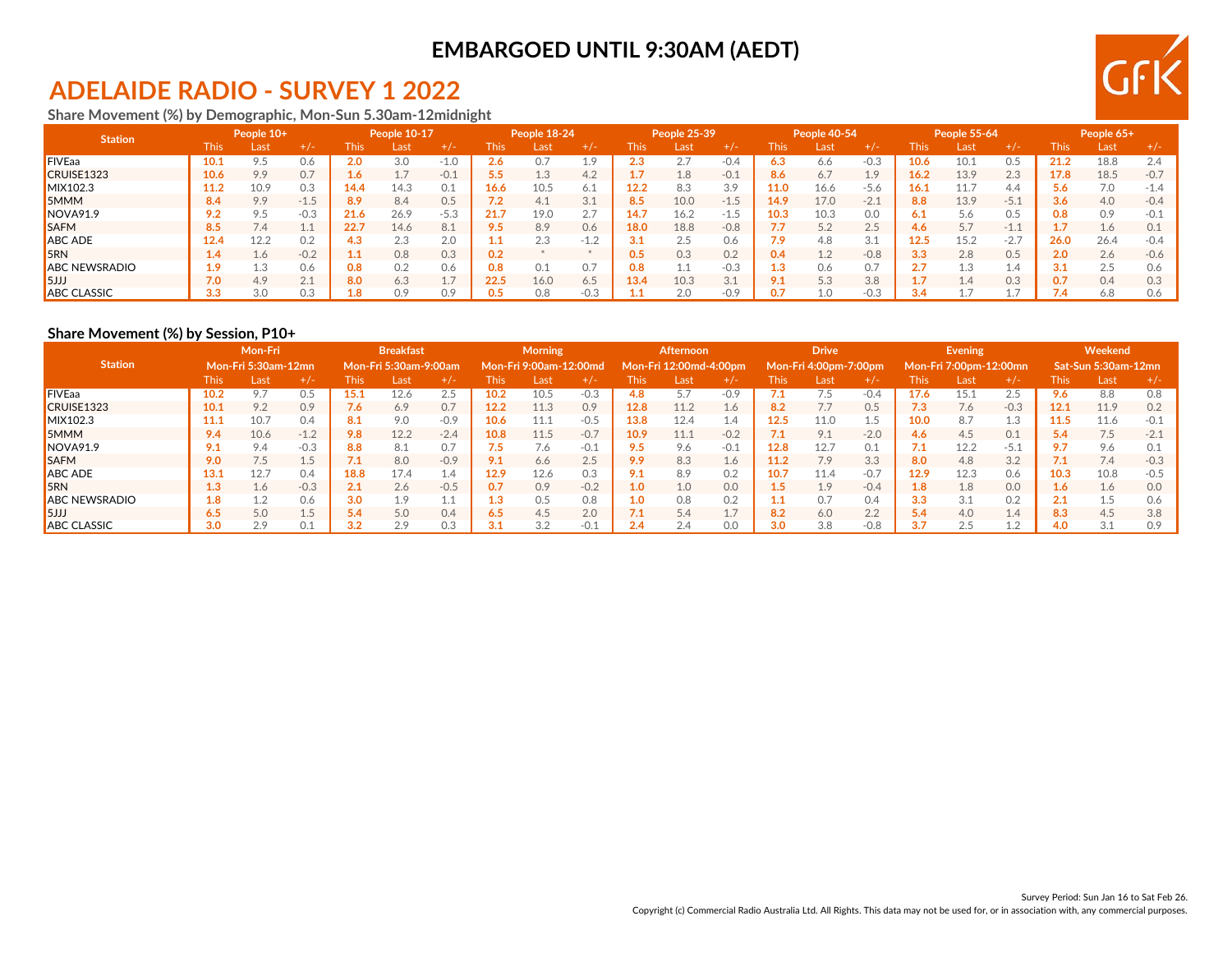**EMBARGOED UNTIL 9:30AM (AEDT)**

# ADELAIDE RADIO - SURVEY 1 2022

## Share Movement (%) by Demographic, Mon-Sun 5.30am-12midnight

| Station | People 10+ | | | People 10-17 | | | People 18-24 | | | People 25-39 | | | People 40-54 | | | People 55-64 | | | People 65+ | | |
|---|---|---|---|---|---|---|---|---|---|---|---|---|---|---|---|---|---|---|---|---|---|
| | This | Last | +/- | This | Last | +/- | This | Last | +/- | This | Last | +/- | This | Last | +/- | This | Last | +/- | This | Last | +/- |
| FIVEaa | 10.1 | 9.5 | 0.6 | 2.0 | 3.0 | -1.0 | 2.6 | 0.7 | 1.9 | 2.3 | 2.7 | -0.4 | 6.3 | 6.6 | -0.3 | 10.6 | 10.1 | 0.5 | 21.2 | 18.8 | 2.4 |
| CRUISE1323 | 10.6 | 9.9 | 0.7 | 1.6 | 1.7 | -0.1 | 5.5 | 1.3 | 4.2 | 1.7 | 1.8 | -0.1 | 8.6 | 6.7 | 1.9 | 16.2 | 13.9 | 2.3 | 17.8 | 18.5 | -0.7 |
| MIX102.3 | 11.2 | 10.9 | 0.3 | 14.4 | 14.3 | 0.1 | 16.6 | 10.5 | 6.1 | 12.2 | 8.3 | 3.9 | 11.0 | 16.6 | -5.6 | 16.1 | 11.7 | 4.4 | 5.6 | 7.0 | -1.4 |
| 5MMM | 8.4 | 9.9 | -1.5 | 8.9 | 8.4 | 0.5 | 7.2 | 4.1 | 3.1 | 8.5 | 10.0 | -1.5 | 14.9 | 17.0 | -2.1 | 8.8 | 13.9 | -5.1 | 3.6 | 4.0 | -0.4 |
| NOVA91.9 | 9.2 | 9.5 | -0.3 | 21.6 | 26.9 | -5.3 | 21.7 | 19.0 | 2.7 | 14.7 | 16.2 | -1.5 | 10.3 | 10.3 | 0.0 | 6.1 | 5.6 | 0.5 | 0.8 | 0.9 | -0.1 |
| SAFM | 8.5 | 7.4 | 1.1 | 22.7 | 14.6 | 8.1 | 9.5 | 8.9 | 0.6 | 18.0 | 18.8 | -0.8 | 7.7 | 5.2 | 2.5 | 4.6 | 5.7 | -1.1 | 1.7 | 1.6 | 0.1 |
| ABC ADE | 12.4 | 12.2 | 0.2 | 4.3 | 2.3 | 2.0 | 1.1 | 2.3 | -1.2 | 3.1 | 2.5 | 0.6 | 7.9 | 4.8 | 3.1 | 12.5 | 15.2 | -2.7 | 26.0 | 26.4 | -0.4 |
| 5RN | 1.4 | 1.6 | -0.2 | 1.1 | 0.8 | 0.3 | 0.2 | * | * | 0.5 | 0.3 | 0.2 | 0.4 | 1.2 | -0.8 | 3.3 | 2.8 | 0.5 | 2.0 | 2.6 | -0.6 |
| ABC NEWSRADIO | 1.9 | 1.3 | 0.6 | 0.8 | 0.2 | 0.6 | 0.8 | 0.1 | 0.7 | 0.8 | 1.1 | -0.3 | 1.3 | 0.6 | 0.7 | 2.7 | 1.3 | 1.4 | 3.1 | 2.5 | 0.6 |
| 5JJJ | 7.0 | 4.9 | 2.1 | 8.0 | 6.3 | 1.7 | 22.5 | 16.0 | 6.5 | 13.4 | 10.3 | 3.1 | 9.1 | 5.3 | 3.8 | 1.7 | 1.4 | 0.3 | 0.7 | 0.4 | 0.3 |
| ABC CLASSIC | 3.3 | 3.0 | 0.3 | 1.8 | 0.9 | 0.9 | 0.5 | 0.8 | -0.3 | 1.1 | 2.0 | -0.9 | 0.7 | 1.0 | -0.3 | 3.4 | 1.7 | 1.7 | 7.4 | 6.8 | 0.6 |

## Share Movement (%) by Session, P10+

| Station | Mon-Fri Mon-Fri 5:30am-12mn | | | Breakfast Mon-Fri 5:30am-9:00am | | | Morning Mon-Fri 9:00am-12:00md | | | Afternoon Mon-Fri 12:00md-4:00pm | | | Drive Mon-Fri 4:00pm-7:00pm | | | Evening Mon-Fri 7:00pm-12:00mn | | | Weekend Sat-Sun 5:30am-12mn | | |
|---|---|---|---|---|---|---|---|---|---|---|---|---|---|---|---|---|---|---|---|---|---|
| | This | Last | +/- | This | Last | +/- | This | Last | +/- | This | Last | +/- | This | Last | +/- | This | Last | +/- | This | Last | +/- |
| FIVEaa | 10.2 | 9.7 | 0.5 | 15.1 | 12.6 | 2.5 | 10.2 | 10.5 | -0.3 | 4.8 | 5.7 | -0.9 | 7.1 | 7.5 | -0.4 | 17.6 | 15.1 | 2.5 | 9.6 | 8.8 | 0.8 |
| CRUISE1323 | 10.1 | 9.2 | 0.9 | 7.6 | 6.9 | 0.7 | 12.2 | 11.3 | 0.9 | 12.8 | 11.2 | 1.6 | 8.2 | 7.7 | 0.5 | 7.3 | 7.6 | -0.3 | 12.1 | 11.9 | 0.2 |
| MIX102.3 | 11.1 | 10.7 | 0.4 | 8.1 | 9.0 | -0.9 | 10.6 | 11.1 | -0.5 | 13.8 | 12.4 | 1.4 | 12.5 | 11.0 | 1.5 | 10.0 | 8.7 | 1.3 | 11.5 | 11.6 | -0.1 |
| 5MMM | 9.4 | 10.6 | -1.2 | 9.8 | 12.2 | -2.4 | 10.8 | 11.5 | -0.7 | 10.9 | 11.1 | -0.2 | 7.1 | 9.1 | -2.0 | 4.6 | 4.5 | 0.1 | 5.4 | 7.5 | -2.1 |
| NOVA91.9 | 9.1 | 9.4 | -0.3 | 8.8 | 8.1 | 0.7 | 7.5 | 7.6 | -0.1 | 9.5 | 9.6 | -0.1 | 12.8 | 12.7 | 0.1 | 7.1 | 12.2 | -5.1 | 9.7 | 9.6 | 0.1 |
| SAFM | 9.0 | 7.5 | 1.5 | 7.1 | 8.0 | -0.9 | 9.1 | 6.6 | 2.5 | 9.9 | 8.3 | 1.6 | 11.2 | 7.9 | 3.3 | 8.0 | 4.8 | 3.2 | 7.1 | 7.4 | -0.3 |
| ABC ADE | 13.1 | 12.7 | 0.4 | 18.8 | 17.4 | 1.4 | 12.9 | 12.6 | 0.3 | 9.1 | 8.9 | 0.2 | 10.7 | 11.4 | -0.7 | 12.9 | 12.3 | 0.6 | 10.3 | 10.8 | -0.5 |
| 5RN | 1.3 | 1.6 | -0.3 | 2.1 | 2.6 | -0.5 | 0.7 | 0.9 | -0.2 | 1.0 | 1.0 | 0.0 | 1.5 | 1.9 | -0.4 | 1.8 | 1.8 | 0.0 | 1.6 | 1.6 | 0.0 |
| ABC NEWSRADIO | 1.8 | 1.2 | 0.6 | 3.0 | 1.9 | 1.1 | 1.3 | 0.5 | 0.8 | 1.0 | 0.8 | 0.2 | 1.1 | 0.7 | 0.4 | 3.3 | 3.1 | 0.2 | 2.1 | 1.5 | 0.6 |
| 5JJJ | 6.5 | 5.0 | 1.5 | 5.4 | 5.0 | 0.4 | 6.5 | 4.5 | 2.0 | 7.1 | 5.4 | 1.7 | 8.2 | 6.0 | 2.2 | 5.4 | 4.0 | 1.4 | 8.3 | 4.5 | 3.8 |
| ABC CLASSIC | 3.0 | 2.9 | 0.1 | 3.2 | 2.9 | 0.3 | 3.1 | 3.2 | -0.1 | 2.4 | 2.4 | 0.0 | 3.0 | 3.8 | -0.8 | 3.7 | 2.5 | 1.2 | 4.0 | 3.1 | 0.9 |

Survey Period: Sun Jan 16 to Sat Feb 26.

Copyright (c) Commercial Radio Australia Ltd. All Rights. This data may not be used for, or in association with, any commercial purposes.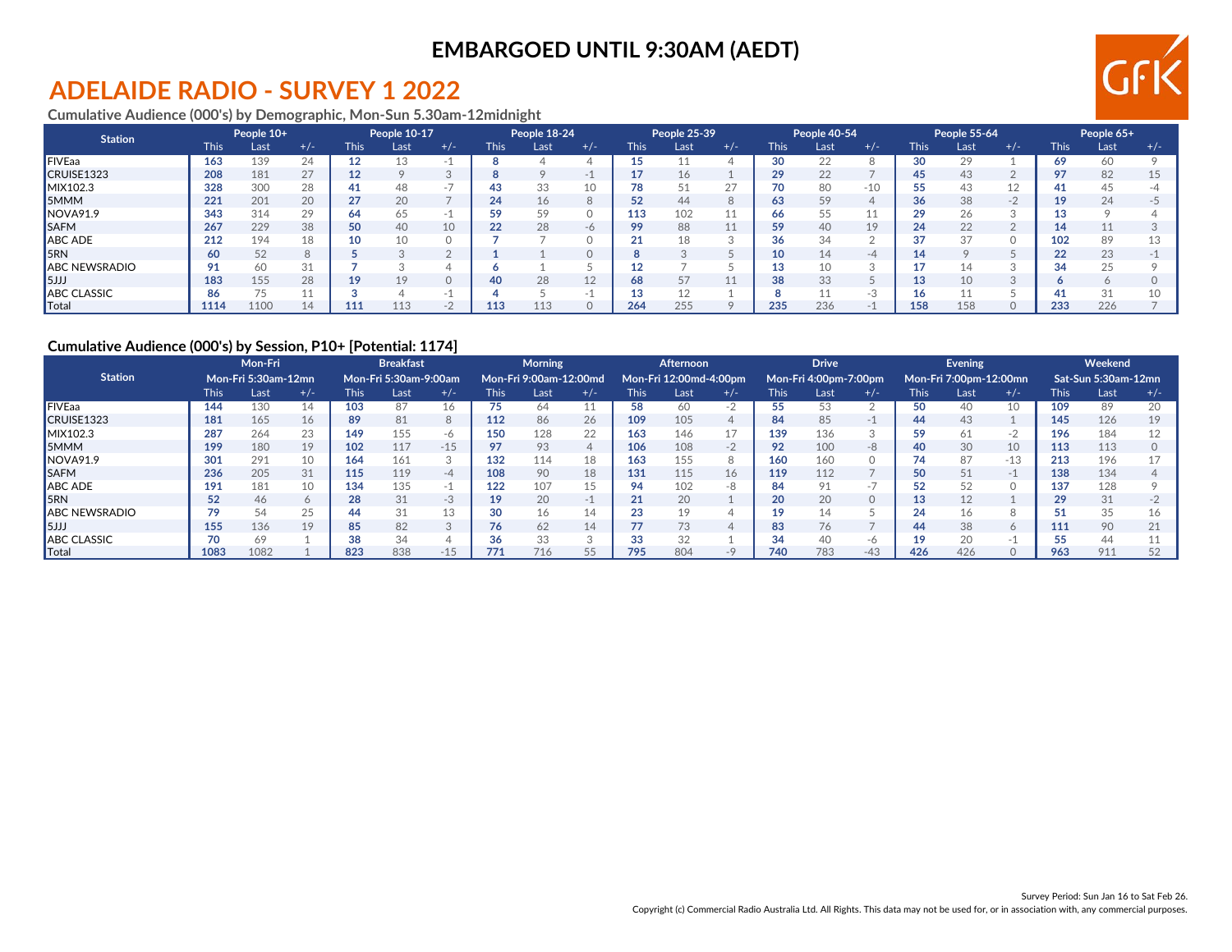**EMBARGOED UNTIL 9:30AM (AEDT)**

# ADELAIDE RADIO - SURVEY 1 2022

### Cumulative Audience (000's) by Demographic, Mon-Sun 5.30am-12midnight

| Station | People 10+ | | | People 10-17 | | | People 18-24 | | | People 25-39 | | | People 40-54 | | | People 55-64 | | | People 65+ | | |
|---|---|---|---|---|---|---|---|---|---|---|---|---|---|---|---|---|---|---|---|---|---|
| | This | Last | +/- | This | Last | +/- | This | Last | +/- | This | Last | +/- | This | Last | +/- | This | Last | +/- | This | Last | +/- |
| FIVEaa | 163 | 139 | 24 | 12 | 13 | -1 | 8 | 4 | 4 | 15 | 11 | 4 | 30 | 22 | 8 | 30 | 29 | 1 | 69 | 60 | 9 |
| CRUISE1323 | 208 | 181 | 27 | 12 | 9 | 3 | 8 | 9 | -1 | 17 | 16 | 1 | 29 | 22 | 7 | 45 | 43 | 2 | 97 | 82 | 15 |
| MIX102.3 | 328 | 300 | 28 | 41 | 48 | -7 | 43 | 33 | 10 | 78 | 51 | 27 | 70 | 80 | -10 | 55 | 43 | 12 | 41 | 45 | -4 |
| 5MMM | 221 | 201 | 20 | 27 | 20 | 7 | 24 | 16 | 8 | 52 | 44 | 8 | 63 | 59 | 4 | 36 | 38 | -2 | 19 | 24 | -5 |
| NOVA91.9 | 343 | 314 | 29 | 64 | 65 | -1 | 59 | 59 | 0 | 113 | 102 | 11 | 66 | 55 | 11 | 29 | 26 | 3 | 13 | 9 | 4 |
| SAFM | 267 | 229 | 38 | 50 | 40 | 10 | 22 | 28 | -6 | 99 | 88 | 11 | 59 | 40 | 19 | 24 | 22 | 2 | 14 | 11 | 3 |
| ABC ADE | 212 | 194 | 18 | 10 | 10 | 0 | 7 | 7 | 0 | 21 | 18 | 3 | 36 | 34 | 2 | 37 | 37 | 0 | 102 | 89 | 13 |
| 5RN | 60 | 52 | 8 | 5 | 3 | 2 | 1 | 1 | 0 | 8 | 3 | 5 | 10 | 14 | -4 | 14 | 9 | 5 | 22 | 23 | -1 |
| ABC NEWSRADIO | 91 | 60 | 31 | 7 | 3 | 4 | 6 | 1 | 5 | 12 | 7 | 5 | 13 | 10 | 3 | 17 | 14 | 3 | 34 | 25 | 9 |
| 5JJJ | 183 | 155 | 28 | 19 | 19 | 0 | 40 | 28 | 12 | 68 | 57 | 11 | 38 | 33 | 5 | 13 | 10 | 3 | 6 | 6 | 0 |
| ABC CLASSIC | 86 | 75 | 11 | 3 | 4 | -1 | 4 | 5 | -1 | 13 | 12 | 1 | 8 | 11 | -3 | 16 | 11 | 5 | 41 | 31 | 10 |
| Total | 1114 | 1100 | 14 | 111 | 113 | -2 | 113 | 113 | 0 | 264 | 255 | 9 | 235 | 236 | -1 | 158 | 158 | 0 | 233 | 226 | 7 |

### Cumulative Audience (000's) by Session, P10+ [Potential: 1174]

| Station | Mon-Fri Mon-Fri 5:30am-12mn | | | Breakfast Mon-Fri 5:30am-9:00am | | | Morning Mon-Fri 9:00am-12:00md | | | Afternoon Mon-Fri 12:00md-4:00pm | | | Drive Mon-Fri 4:00pm-7:00pm | | | Evening Mon-Fri 7:00pm-12:00mn | | | Weekend Sat-Sun 5:30am-12mn | | |
|---|---|---|---|---|---|---|---|---|---|---|---|---|---|---|---|---|---|---|---|---|---|
| | This | Last | +/- | This | Last | +/- | This | Last | +/- | This | Last | +/- | This | Last | +/- | This | Last | +/- | This | Last | +/- |
| FIVEaa | 144 | 130 | 14 | 103 | 87 | 16 | 75 | 64 | 11 | 58 | 60 | -2 | 55 | 53 | 2 | 50 | 40 | 10 | 109 | 89 | 20 |
| CRUISE1323 | 181 | 165 | 16 | 89 | 81 | 8 | 112 | 86 | 26 | 109 | 105 | 4 | 84 | 85 | -1 | 44 | 43 | 1 | 145 | 126 | 19 |
| MIX102.3 | 287 | 264 | 23 | 149 | 155 | -6 | 150 | 128 | 22 | 163 | 146 | 17 | 139 | 136 | 3 | 59 | 61 | -2 | 196 | 184 | 12 |
| 5MMM | 199 | 180 | 19 | 102 | 117 | -15 | 97 | 93 | 4 | 106 | 108 | -2 | 92 | 100 | -8 | 40 | 30 | 10 | 113 | 113 | 0 |
| NOVA91.9 | 301 | 291 | 10 | 164 | 161 | 3 | 132 | 114 | 18 | 163 | 155 | 8 | 160 | 160 | 0 | 74 | 87 | -13 | 213 | 196 | 17 |
| SAFM | 236 | 205 | 31 | 115 | 119 | -4 | 108 | 90 | 18 | 131 | 115 | 16 | 119 | 112 | 7 | 50 | 51 | -1 | 138 | 134 | 4 |
| ABC ADE | 191 | 181 | 10 | 134 | 135 | -1 | 122 | 107 | 15 | 94 | 102 | -8 | 84 | 91 | -7 | 52 | 52 | 0 | 137 | 128 | 9 |
| 5RN | 52 | 46 | 6 | 28 | 31 | -3 | 19 | 20 | -1 | 21 | 20 | 1 | 20 | 20 | 0 | 13 | 12 | 1 | 29 | 31 | -2 |
| ABC NEWSRADIO | 79 | 54 | 25 | 44 | 31 | 13 | 30 | 16 | 14 | 23 | 19 | 4 | 19 | 14 | 5 | 24 | 16 | 8 | 51 | 35 | 16 |
| 5JJJ | 155 | 136 | 19 | 85 | 82 | 3 | 76 | 62 | 14 | 77 | 73 | 4 | 83 | 76 | 7 | 44 | 38 | 6 | 111 | 90 | 21 |
| ABC CLASSIC | 70 | 69 | 1 | 38 | 34 | 4 | 36 | 33 | 3 | 33 | 32 | 1 | 34 | 40 | -6 | 19 | 20 | -1 | 55 | 44 | 11 |
| Total | 1083 | 1082 | 1 | 823 | 838 | -15 | 771 | 716 | 55 | 795 | 804 | -9 | 740 | 783 | -43 | 426 | 426 | 0 | 963 | 911 | 52 |

Survey Period: Sun Jan 16 to Sat Feb 26.

Copyright (c) Commercial Radio Australia Ltd. All Rights. This data may not be used for, or in association with, any commercial purposes.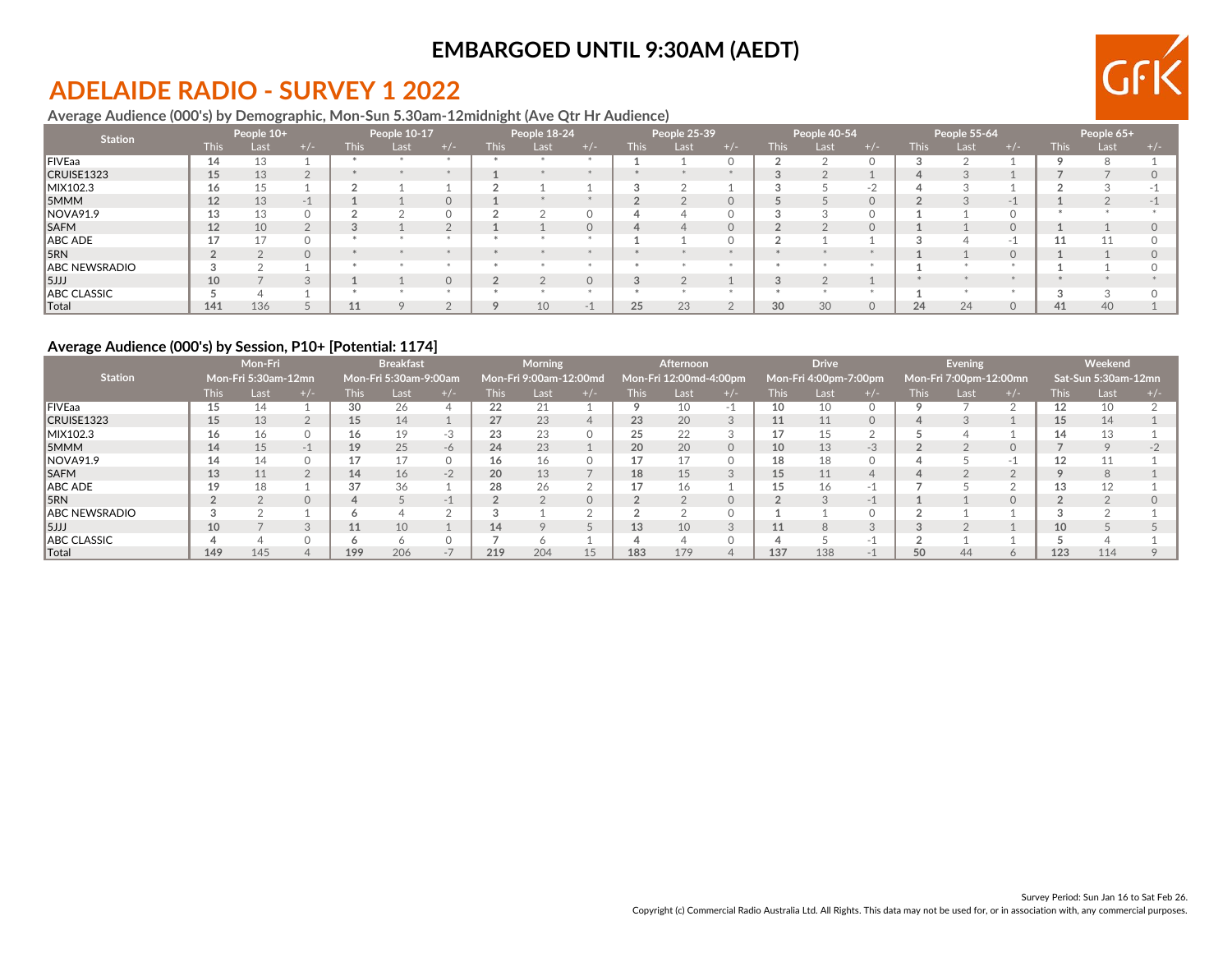**EMBARGOED UNTIL 9:30AM (AEDT)**

# ADELAIDE RADIO - SURVEY 1 2022

### Average Audience (000's) by Demographic, Mon-Sun 5.30am-12midnight (Ave Qtr Hr Audience)

| Station | People 10+ | | | People 10-17 | | | People 18-24 | | | People 25-39 | | | People 40-54 | | | People 55-64 | | | People 65+ | | |
|---|---|---|---|---|---|---|---|---|---|---|---|---|---|---|---|---|---|---|---|---|---|
| | This | Last | +/- | This | Last | +/- | This | Last | +/- | This | Last | +/- | This | Last | +/- | This | Last | +/- | This | Last | +/- |
| FIVEaa | 14 | 13 | 1 | * | * | * | * | * | * | 1 | 1 | 0 | 2 | 2 | 0 | 3 | 2 | 1 | 9 | 8 | 1 |
| CRUISE1323 | 15 | 13 | 2 | * | * | * | 1 | * | * | * | * | * | 3 | 2 | 1 | 4 | 3 | 1 | 7 | 7 | 0 |
| MIX102.3 | 16 | 15 | 1 | 2 | 1 | 1 | 2 | 1 | 1 | 3 | 2 | 1 | 3 | 5 | -2 | 4 | 3 | 1 | 2 | 3 | -1 |
| 5MMM | 12 | 13 | -1 | 1 | 1 | 0 | 1 | * | * | 2 | 2 | 0 | 5 | 5 | 0 | 2 | 3 | -1 | 1 | 2 | -1 |
| NOVA91.9 | 13 | 13 | 0 | 2 | 2 | 0 | 2 | 2 | 0 | 4 | 4 | 0 | 3 | 3 | 0 | 1 | 1 | 0 | * | * | * |
| SAFM | 12 | 10 | 2 | 3 | 1 | 2 | 1 | 1 | 0 | 4 | 4 | 0 | 2 | 2 | 0 | 1 | 1 | 0 | 1 | 1 | 0 |
| ABC ADE | 17 | 17 | 0 | * | * | * | * | * | * | 1 | 1 | 0 | 2 | 1 | 1 | 3 | 4 | -1 | 11 | 11 | 0 |
| 5RN | 2 | 2 | 0 | * | * | * | * | * | * | * | * | * | * | * | * | 1 | 1 | 0 | 1 | 1 | 0 |
| ABC NEWSRADIO | 3 | 2 | 1 | * | * | * | * | * | * | * | * | * | * | * | * | 1 | * | * | 1 | 1 | 0 |
| 5JJJ | 10 | 7 | 3 | 1 | 1 | 0 | 2 | 2 | 0 | 3 | 2 | 1 | 3 | 2 | 1 | * | * | * | * | * | * |
| ABC CLASSIC | 5 | 4 | 1 | * | * | * | * | * | * | * | * | * | * | * | * | 1 | * | * | 3 | 3 | 0 |
| Total | 141 | 136 | 5 | 11 | 9 | 2 | 9 | 10 | -1 | 25 | 23 | 2 | 30 | 30 | 0 | 24 | 24 | 0 | 41 | 40 | 1 |

### Average Audience (000's) by Session, P10+ [Potential: 1174]

| Station | Mon-Fri Mon-Fri 5:30am-12mn | | | Breakfast Mon-Fri 5:30am-9:00am | | | Morning Mon-Fri 9:00am-12:00md | | | Afternoon Mon-Fri 12:00md-4:00pm | | | Drive Mon-Fri 4:00pm-7:00pm | | | Evening Mon-Fri 7:00pm-12:00mn | | | Weekend Sat-Sun 5:30am-12mn | | |
|---|---|---|---|---|---|---|---|---|---|---|---|---|---|---|---|---|---|---|---|---|---|
| | This | Last | +/- | This | Last | +/- | This | Last | +/- | This | Last | +/- | This | Last | +/- | This | Last | +/- | This | Last | +/- |
| FIVEaa | 15 | 14 | 1 | 30 | 26 | 4 | 22 | 21 | 1 | 9 | 10 | -1 | 10 | 10 | 0 | 9 | 7 | 2 | 12 | 10 | 2 |
| CRUISE1323 | 15 | 13 | 2 | 15 | 14 | 1 | 27 | 23 | 4 | 23 | 20 | 3 | 11 | 11 | 0 | 4 | 3 | 1 | 15 | 14 | 1 |
| MIX102.3 | 16 | 16 | 0 | 16 | 19 | -3 | 23 | 23 | 0 | 25 | 22 | 3 | 17 | 15 | 2 | 5 | 4 | 1 | 14 | 13 | 1 |
| 5MMM | 14 | 15 | -1 | 19 | 25 | -6 | 24 | 23 | 1 | 20 | 20 | 0 | 10 | 13 | -3 | 2 | 2 | 0 | 7 | 9 | -2 |
| NOVA91.9 | 14 | 14 | 0 | 17 | 17 | 0 | 16 | 16 | 0 | 17 | 17 | 0 | 18 | 18 | 0 | 4 | 5 | -1 | 12 | 11 | 1 |
| SAFM | 13 | 11 | 2 | 14 | 16 | -2 | 20 | 13 | 7 | 18 | 15 | 3 | 15 | 11 | 4 | 4 | 2 | 2 | 9 | 8 | 1 |
| ABC ADE | 19 | 18 | 1 | 37 | 36 | 1 | 28 | 26 | 2 | 17 | 16 | 1 | 15 | 16 | -1 | 7 | 5 | 2 | 13 | 12 | 1 |
| 5RN | 2 | 2 | 0 | 4 | 5 | -1 | 2 | 2 | 0 | 2 | 2 | 0 | 2 | 3 | -1 | 1 | 1 | 0 | 2 | 2 | 0 |
| ABC NEWSRADIO | 3 | 2 | 1 | 6 | 4 | 2 | 3 | 1 | 2 | 2 | 2 | 0 | 1 | 1 | 0 | 2 | 1 | 1 | 3 | 2 | 1 |
| 5JJJ | 10 | 7 | 3 | 11 | 10 | 1 | 14 | 9 | 5 | 13 | 10 | 3 | 11 | 8 | 3 | 3 | 2 | 1 | 10 | 5 | 5 |
| ABC CLASSIC | 4 | 4 | 0 | 6 | 6 | 0 | 7 | 6 | 1 | 4 | 4 | 0 | 4 | 5 | -1 | 2 | 1 | 1 | 5 | 4 | 1 |
| Total | 149 | 145 | 4 | 199 | 206 | -7 | 219 | 204 | 15 | 183 | 179 | 4 | 137 | 138 | -1 | 50 | 44 | 6 | 123 | 114 | 9 |

Survey Period: Sun Jan 16 to Sat Feb 26.

Copyright (c) Commercial Radio Australia Ltd. All Rights. This data may not be used for, or in association with, any commercial purposes.